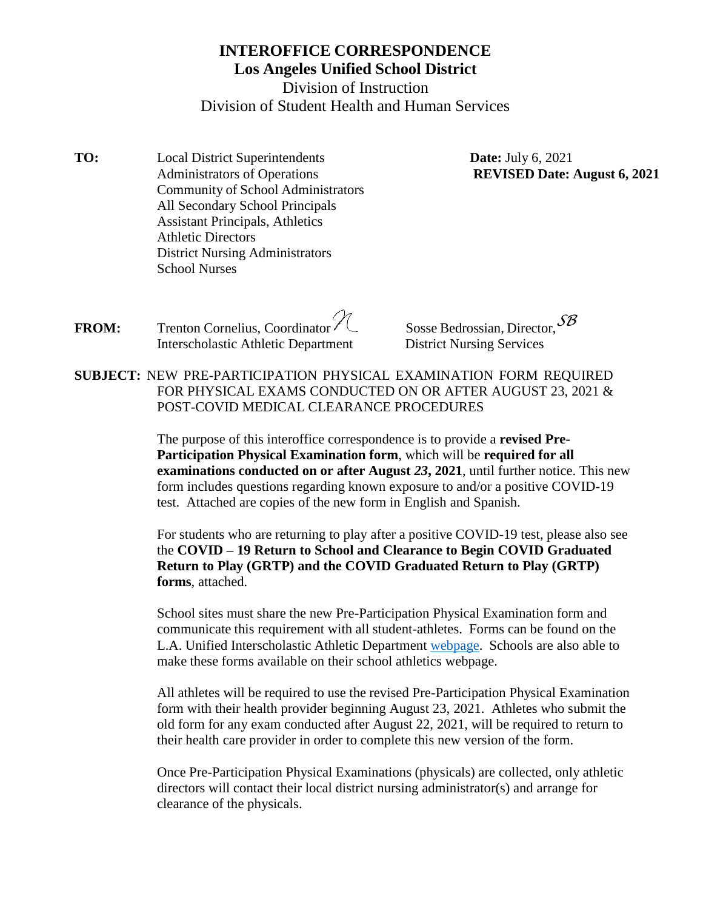# INTEROFFICE CORRESPONDENCE
## Los Angeles Unified School District
Division of Instruction
Division of Student Health and Human Services

**TO:** Local District Superintendents
Administrators of Operations
Community of School Administrators
All Secondary School Principals
Assistant Principals, Athletics
Athletic Directors
District Nursing Administrators
School Nurses

**Date:** July 6, 2021
**REVISED Date: August 6, 2021**

**FROM:** Trenton Cornelius, Coordinator
Interscholastic Athletic Department

Sosse Bedrossian, Director,
District Nursing Services

**SUBJECT:** NEW PRE-PARTICIPATION PHYSICAL EXAMINATION FORM REQUIRED FOR PHYSICAL EXAMS CONDUCTED ON OR AFTER AUGUST 23, 2021 & POST-COVID MEDICAL CLEARANCE PROCEDURES

The purpose of this interoffice correspondence is to provide a **revised Pre-Participation Physical Examination form**, which will be **required for all examinations conducted on or after August *23*, 2021**, until further notice. This new form includes questions regarding known exposure to and/or a positive COVID-19 test. Attached are copies of the new form in English and Spanish.

For students who are returning to play after a positive COVID-19 test, please also see the **COVID – 19 Return to School and Clearance to Begin COVID Graduated Return to Play (GRTP) and the COVID Graduated Return to Play (GRTP) forms**, attached.

School sites must share the new Pre-Participation Physical Examination form and communicate this requirement with all student-athletes. Forms can be found on the L.A. Unified Interscholastic Athletic Department webpage. Schools are also able to make these forms available on their school athletics webpage.

All athletes will be required to use the revised Pre-Participation Physical Examination form with their health provider beginning August 23, 2021. Athletes who submit the old form for any exam conducted after August 22, 2021, will be required to return to their health care provider in order to complete this new version of the form.

Once Pre-Participation Physical Examinations (physicals) are collected, only athletic directors will contact their local district nursing administrator(s) and arrange for clearance of the physicals.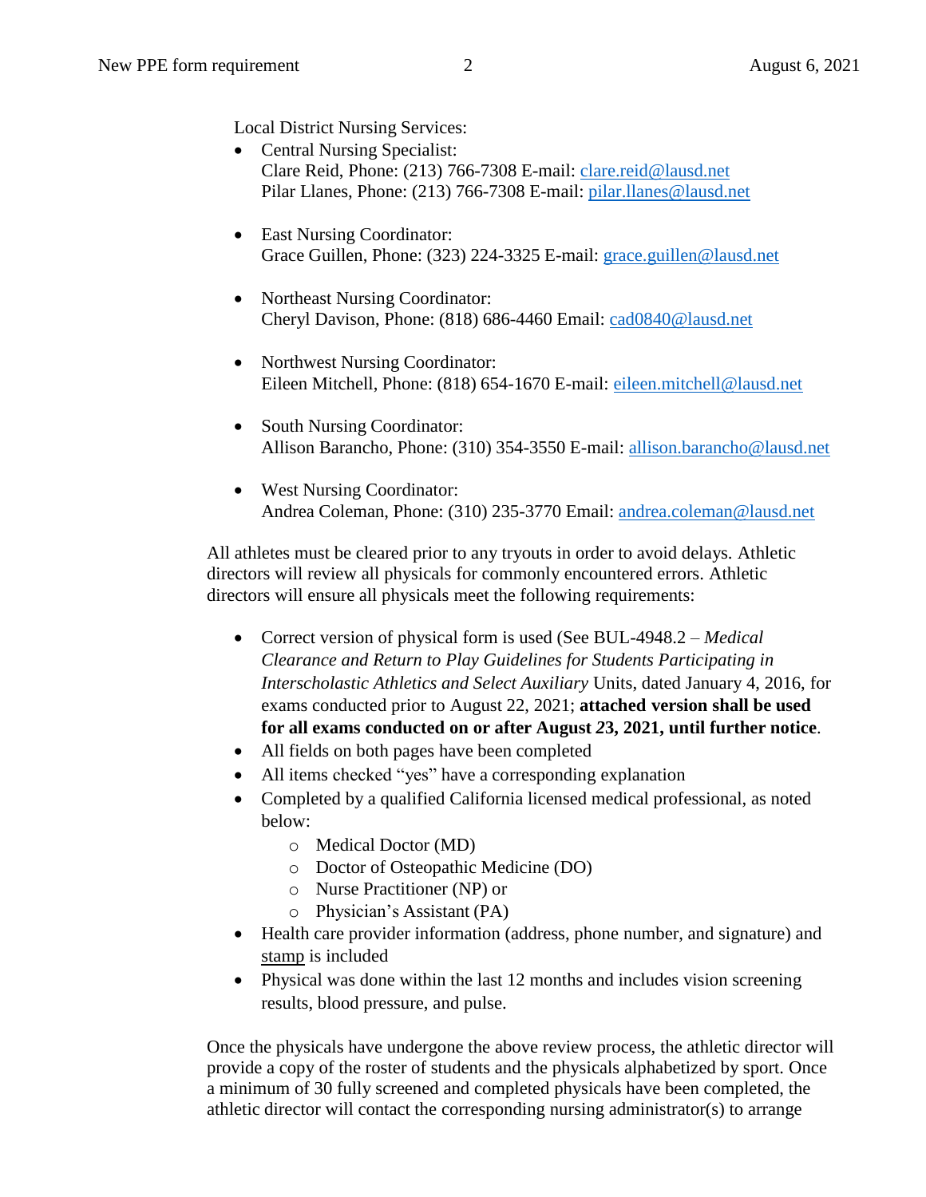Local District Nursing Services:

- Central Nursing Specialist:
  Clare Reid, Phone: (213) 766-7308 E-mail: clare.reid@lausd.net
  Pilar Llanes, Phone: (213) 766-7308 E-mail: pilar.llanes@lausd.net

- East Nursing Coordinator:
  Grace Guillen, Phone: (323) 224-3325 E-mail: grace.guillen@lausd.net

- Northeast Nursing Coordinator:
  Cheryl Davison, Phone: (818) 686-4460 Email: cad0840@lausd.net

- Northwest Nursing Coordinator:
  Eileen Mitchell, Phone: (818) 654-1670 E-mail: eileen.mitchell@lausd.net

- South Nursing Coordinator:
  Allison Barancho, Phone: (310) 354-3550 E-mail: allison.barancho@lausd.net

- West Nursing Coordinator:
  Andrea Coleman, Phone: (310) 235-3770 Email: andrea.coleman@lausd.net

All athletes must be cleared prior to any tryouts in order to avoid delays. Athletic directors will review all physicals for commonly encountered errors. Athletic directors will ensure all physicals meet the following requirements:

- Correct version of physical form is used (See BUL-4948.2 – *Medical Clearance and Return to Play Guidelines for Students Participating in Interscholastic Athletics and Select Auxiliary* Units, dated January 4, 2016, for exams conducted prior to August 22, 2021; **attached version shall be used for all exams conducted on or after August 23, 2021, until further notice**.
- All fields on both pages have been completed
- All items checked "yes" have a corresponding explanation
- Completed by a qualified California licensed medical professional, as noted below:
  - Medical Doctor (MD)
  - Doctor of Osteopathic Medicine (DO)
  - Nurse Practitioner (NP) or
  - Physician's Assistant (PA)
- Health care provider information (address, phone number, and signature) and stamp is included
- Physical was done within the last 12 months and includes vision screening results, blood pressure, and pulse.

Once the physicals have undergone the above review process, the athletic director will provide a copy of the roster of students and the physicals alphabetized by sport. Once a minimum of 30 fully screened and completed physicals have been completed, the athletic director will contact the corresponding nursing administrator(s) to arrange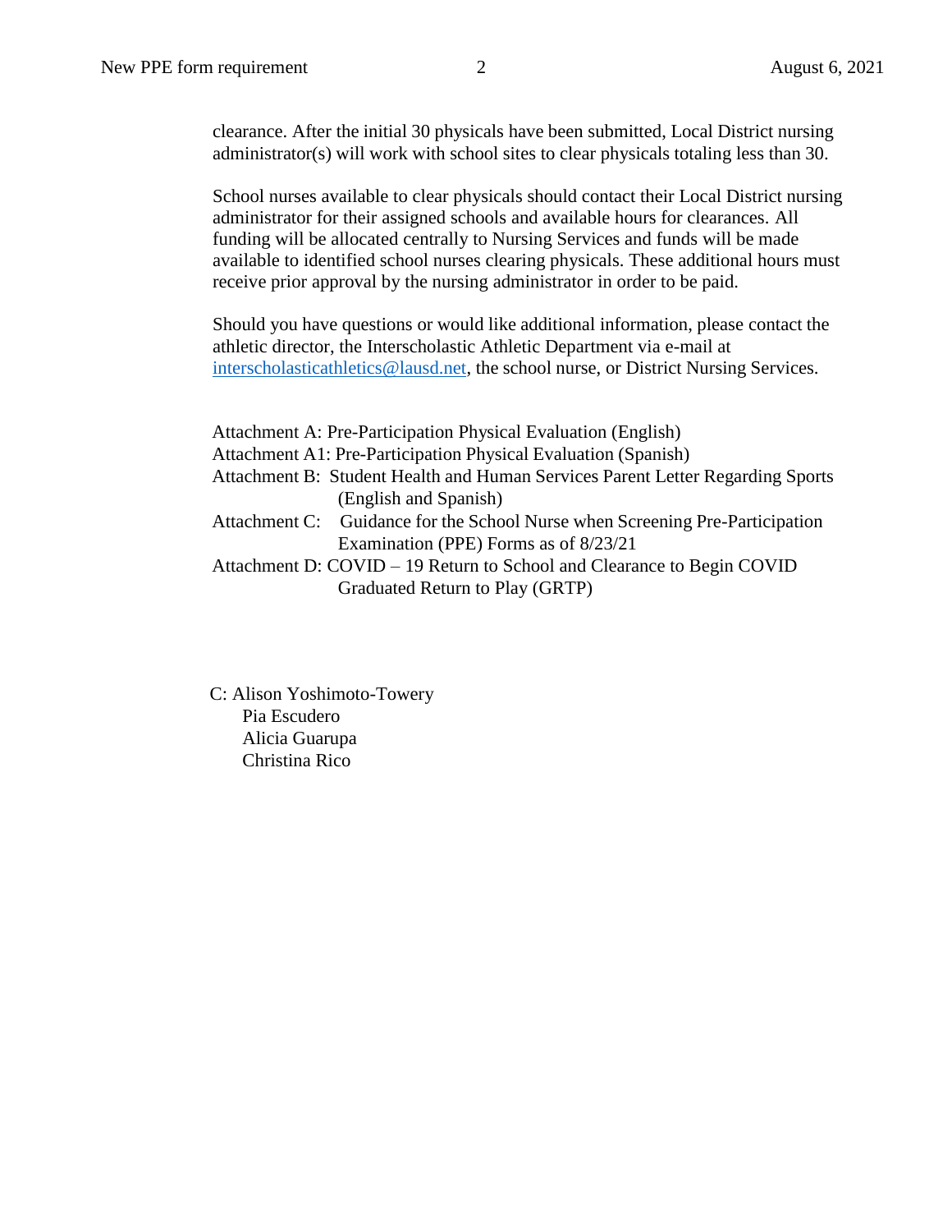clearance. After the initial 30 physicals have been submitted, Local District nursing administrator(s) will work with school sites to clear physicals totaling less than 30.

School nurses available to clear physicals should contact their Local District nursing administrator for their assigned schools and available hours for clearances. All funding will be allocated centrally to Nursing Services and funds will be made available to identified school nurses clearing physicals. These additional hours must receive prior approval by the nursing administrator in order to be paid.

Should you have questions or would like additional information, please contact the athletic director, the Interscholastic Athletic Department via e-mail at interscholasticathletics@lausd.net, the school nurse, or District Nursing Services.

Attachment A: Pre-Participation Physical Evaluation (English)
Attachment A1: Pre-Participation Physical Evaluation (Spanish)
Attachment B: Student Health and Human Services Parent Letter Regarding Sports (English and Spanish)
Attachment C: Guidance for the School Nurse when Screening Pre-Participation Examination (PPE) Forms as of 8/23/21
Attachment D: COVID – 19 Return to School and Clearance to Begin COVID Graduated Return to Play (GRTP)

C: Alison Yoshimoto-Towery
Pia Escudero
Alicia Guarupa
Christina Rico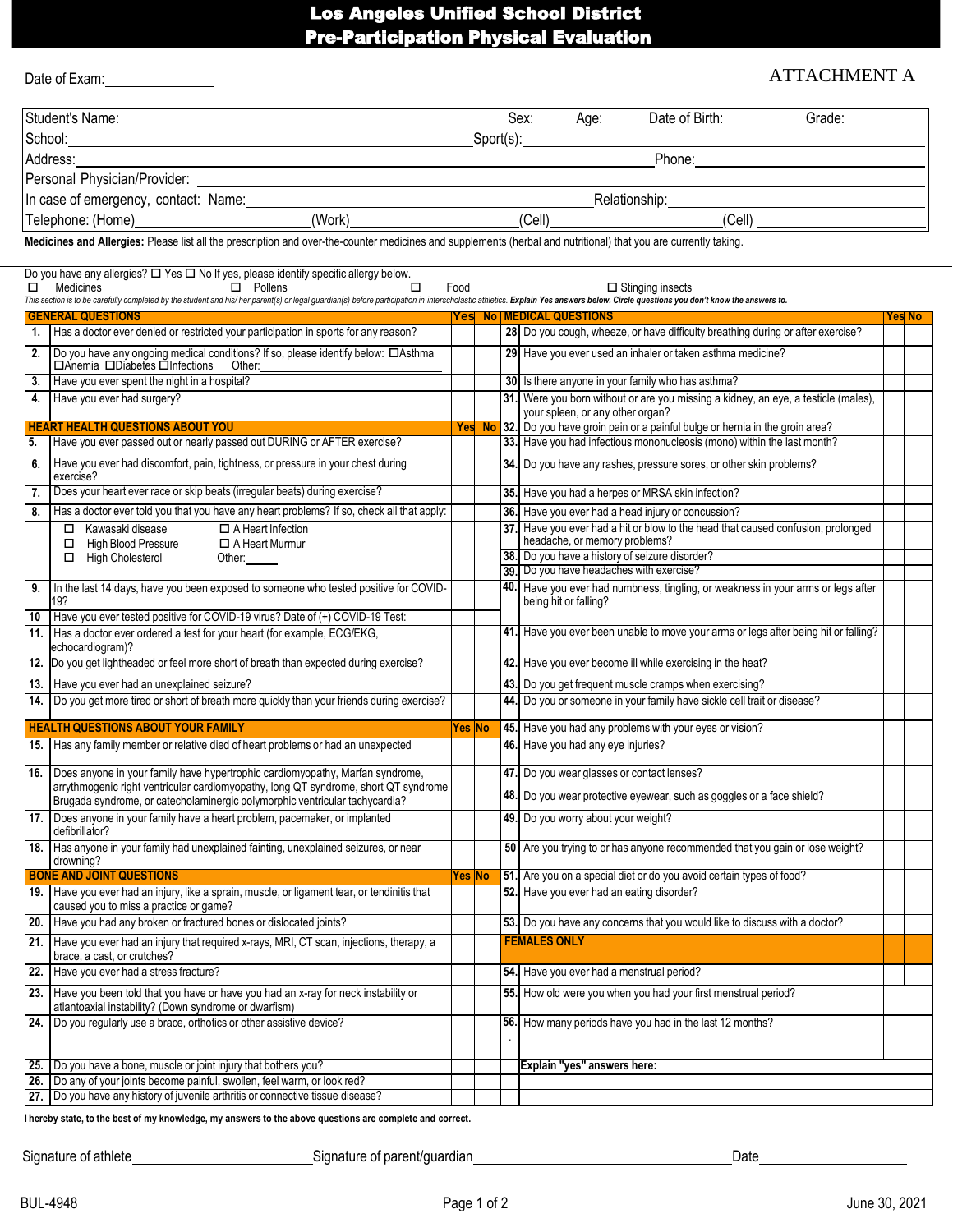# Los Angeles Unified School District
# Pre-Participation Physical Evaluation

Date of Exam:_______________

ATTACHMENT A

| | | | | | | | | |
|---|---|---|---|---|---|---|---|---|
| Student's Name: | | Sex: | | Age: | | Date of Birth: | | Grade: |
| School: | | Sport(s): | | | | | | |
| Address: | | | | | | Phone: | | |
| Personal Physician/Provider: | | | | | | | | |
| In case of emergency, contact: Name: | | | | | | Relationship: | | |
| Telephone: (Home) | | (Work) | | (Cell) | | (Cell) | | |

**Medicines and Allergies:** Please list all the prescription and over-the-counter medicines and supplements (herbal and nutritional) that you are currently taking.

Do you have any allergies? ☐ Yes ☐ No If yes, please identify specific allergy below.

☐ Medicines ☐ Pollens ☐ Food ☐ Stinging insects

*This section is to be carefully completed by the student and his/ her parent(s) or legal guardian(s) before participation in interscholastic athletics.* ***Explain Yes answers below. Circle questions you don't know the answers to.***

| | GENERAL QUESTIONS | Yes | No |
|---|---|---|---|
| 1. | Has a doctor ever denied or restricted your participation in sports for any reason? | | |
| 2. | Do you have any ongoing medical conditions? If so, please identify below: ☐Asthma ☐Anemia ☐Diabetes ☐Infections Other:__________ | | |
| 3. | Have you ever spent the night in a hospital? | | |
| 4. | Have you ever had surgery? | | |
| | **HEART HEALTH QUESTIONS ABOUT YOU** | **Yes** | **No** |
| 5. | Have you ever passed out or nearly passed out DURING or AFTER exercise? | | |
| 6. | Have you ever had discomfort, pain, tightness, or pressure in your chest during exercise? | | |
| 7. | Does your heart ever race or skip beats (irregular beats) during exercise? | | |
| 8. | Has a doctor ever told you that you have any heart problems? If so, check all that apply: ☐ Kawasaki disease ☐ A Heart Infection ☐ High Blood Pressure ☐ A Heart Murmur ☐ High Cholesterol Other:_____ | | |
| 9. | In the last 14 days, have you been exposed to someone who tested positive for COVID-19? | | |
| 10 | Have you ever tested positive for COVID-19 virus? Date of (+) COVID-19 Test: ______ | | |
| 11. | Has a doctor ever ordered a test for your heart (for example, ECG/EKG, echocardiogram)? | | |
| 12. | Do you get lightheaded or feel more short of breath than expected during exercise? | | |
| 13. | Have you ever had an unexplained seizure? | | |
| 14. | Do you get more tired or short of breath more quickly than your friends during exercise? | | |
| | **HEALTH QUESTIONS ABOUT YOUR FAMILY** | **Yes** | **No** |
| 15. | Has any family member or relative died of heart problems or had an unexpected | | |
| 16. | Does anyone in your family have hypertrophic cardiomyopathy, Marfan syndrome, arrythmogenic right ventricular cardiomyopathy, long QT syndrome, short QT syndrome Brugada syndrome, or catecholaminergic polymorphic ventricular tachycardia? | | |
| 17. | Does anyone in your family have a heart problem, pacemaker, or implanted defibrillator? | | |
| 18. | Has anyone in your family had unexplained fainting, unexplained seizures, or near drowning? | | |
| | **BONE AND JOINT QUESTIONS** | **Yes** | **No** |
| 19. | Have you ever had an injury, like a sprain, muscle, or ligament tear, or tendinitis that caused you to miss a practice or game? | | |
| 20. | Have you had any broken or fractured bones or dislocated joints? | | |
| 21. | Have you ever had an injury that required x-rays, MRI, CT scan, injections, therapy, a brace, a cast, or crutches? | | |
| 22. | Have you ever had a stress fracture? | | |
| 23. | Have you been told that you have or have you had an x-ray for neck instability or atlantoaxial instability? (Down syndrome or dwarfism) | | |
| 24. | Do you regularly use a brace, orthotics or other assistive device? | | |
| 25. | Do you have a bone, muscle or joint injury that bothers you? | | |
| 26. | Do any of your joints become painful, swollen, feel warm, or look red? | | |
| 27. | Do you have any history of juvenile arthritis or connective tissue disease? | | |

| | MEDICAL QUESTIONS | Yes | No |
|---|---|---|---|
| 28 | Do you cough, wheeze, or have difficulty breathing during or after exercise? | | |
| 29 | Have you ever used an inhaler or taken asthma medicine? | | |
| 30 | Is there anyone in your family who has asthma? | | |
| 31. | Were you born without or are you missing a kidney, an eye, a testicle (males), your spleen, or any other organ? | | |
| 32. | Do you have groin pain or a painful bulge or hernia in the groin area? | | |
| 33. | Have you had infectious mononucleosis (mono) within the last month? | | |
| 34. | Do you have any rashes, pressure sores, or other skin problems? | | |
| 35. | Have you had a herpes or MRSA skin infection? | | |
| 36. | Have you ever had a head injury or concussion? | | |
| 37. | Have you ever had a hit or blow to the head that caused confusion, prolonged headache, or memory problems? | | |
| 38. | Do you have a history of seizure disorder? | | |
| 39. | Do you have headaches with exercise? | | |
| 40. | Have you ever had numbness, tingling, or weakness in your arms or legs after being hit or falling? | | |
| 41. | Have you ever been unable to move your arms or legs after being hit or falling? | | |
| 42. | Have you ever become ill while exercising in the heat? | | |
| 43. | Do you get frequent muscle cramps when exercising? | | |
| 44. | Do you or someone in your family have sickle cell trait or disease? | | |
| 45. | Have you had any problems with your eyes or vision? | | |
| 46. | Have you had any eye injuries? | | |
| 47. | Do you wear glasses or contact lenses? | | |
| 48. | Do you wear protective eyewear, such as goggles or a face shield? | | |
| 49. | Do you worry about your weight? | | |
| 50 | Are you trying to or has anyone recommended that you gain or lose weight? | | |
| 51. | Are you on a special diet or do you avoid certain types of food? | | |
| 52. | Have you ever had an eating disorder? | | |
| 53. | Do you have any concerns that you would like to discuss with a doctor? | | |
| | **FEMALES ONLY** | | |
| 54. | Have you ever had a menstrual period? | | |
| 55. | How old were you when you had your first menstrual period? | | |
| 56. | How many periods have you had in the last 12 months? | | |
| | **Explain "yes" answers here:** | | |

**I hereby state, to the best of my knowledge, my answers to the above questions are complete and correct.**

Signature of athlete______________________ Signature of parent/guardian______________________________ Date__________________

BUL-4948 June 30, 2021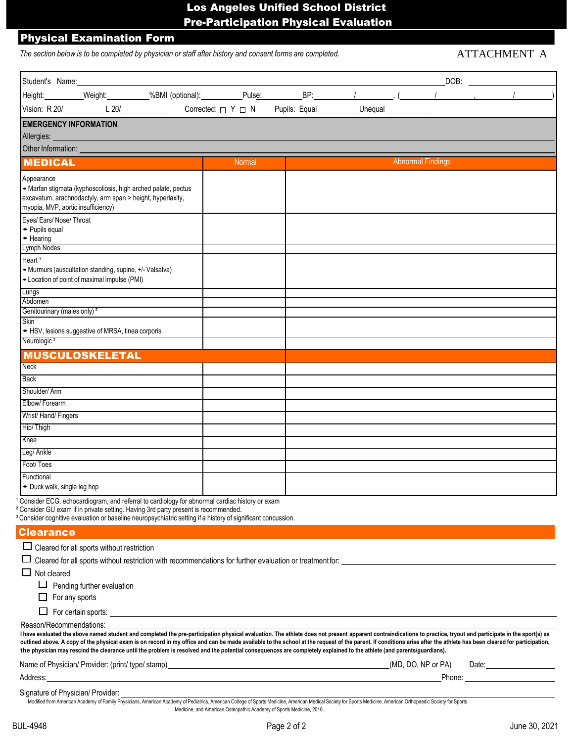# Los Angeles Unified School District
# Pre-Participation Physical Evaluation

## Physical Examination Form

*The section below is to be completed by physician or staff after history and consent forms are completed.*

ATTACHMENT A

Student's Name: ______________________________ DOB: ____________

Height: ________ Weight: ________ %BMI (optional): ________ Pulse: ________ BP: ____ / ____ , ( ____ / ____ , ____ / ____ )

Vision: R 20/ ________ L 20/ ________ Corrected: ☐ Y ☐ N Pupils: Equal ________ Unequal ________

**EMERGENCY INFORMATION**

Allergies: ______________________________

Other Information: ______________________________

| MEDICAL | Normal | Abnormal Findings |
|---|---|---|
| Appearance<br>• Marfan stigmata (kyphoscoliosis, high arched palate, pectus excavatum, arachnodactyly, arm span > height, hyperlaxity, myopia, MVP, aortic insufficiency) | | |
| Eyes/ Ears/ Nose/ Throat<br>• Pupils equal<br>• Hearing | | |
| Lymph Nodes | | |
| Heart [1]<br>• Murmurs (auscultation standing, supine, +/- Valsalva)<br>• Location of point of maximal impulse (PMI) | | |
| Lungs | | |
| Abdomen | | |
| Genitourinary (males only) [2] | | |
| Skin<br>• HSV, lesions suggestive of MRSA, tinea corporis | | |
| Neurologic [3] | | |
| **MUSCULOSKELETAL** | | |
| Neck | | |
| Back | | |
| Shoulder/ Arm | | |
| Elbow/ Forearm | | |
| Wrist/ Hand/ Fingers | | |
| Hip/ Thigh | | |
| Knee | | |
| Leg/ Ankle | | |
| Foot/ Toes | | |
| Functional<br>• Duck walk, single leg hop | | |

[1] Consider ECG, echocardiogram, and referral to cardiology for abnormal cardiac history or exam

[2] Consider GU exam if in private setting. Having 3rd party present is recommended.

[3] Consider cognitive evaluation or baseline neuropsychiatric setting if a history of significant concussion.

## Clearance

☐ Cleared for all sports without restriction

☐ Cleared for all sports without restriction with recommendations for further evaluation or treatment for: ______________________________

☐ Not cleared

- ☐ Pending further evaluation
- ☐ For any sports
- ☐ For certain sports: ______________________________

Reason/Recommendations: ______________________________

**I have evaluated the above named student and completed the pre-participation physical evaluation. The athlete does not present apparent contraindications to practice, tryout and participate in the sport(s) as outlined above. A copy of the physical exam is on record in my office and can be made available to the school at the request of the parent. If conditions arise after the athlete has been cleared for participation, the physician may rescind the clearance until the problem is resolved and the potential consequences are completely explained to the athlete (and parents/guardians).**

Name of Physician/ Provider: (print/ type/ stamp) ______________________________ (MD, DO, NP or PA) Date: ____________

Address: ______________________________ Phone: ____________

Signature of Physician/ Provider: ______________________________

Modified from American Academy of Family Physicians, American Academy of Pediatrics, American College of Sports Medicine, American Medical Society for Sports Medicine, American Orthopaedic Society for Sports Medicine, and American Osteopathic Academy of Sports Medicine, 2010.

BUL-4948 June 30, 2021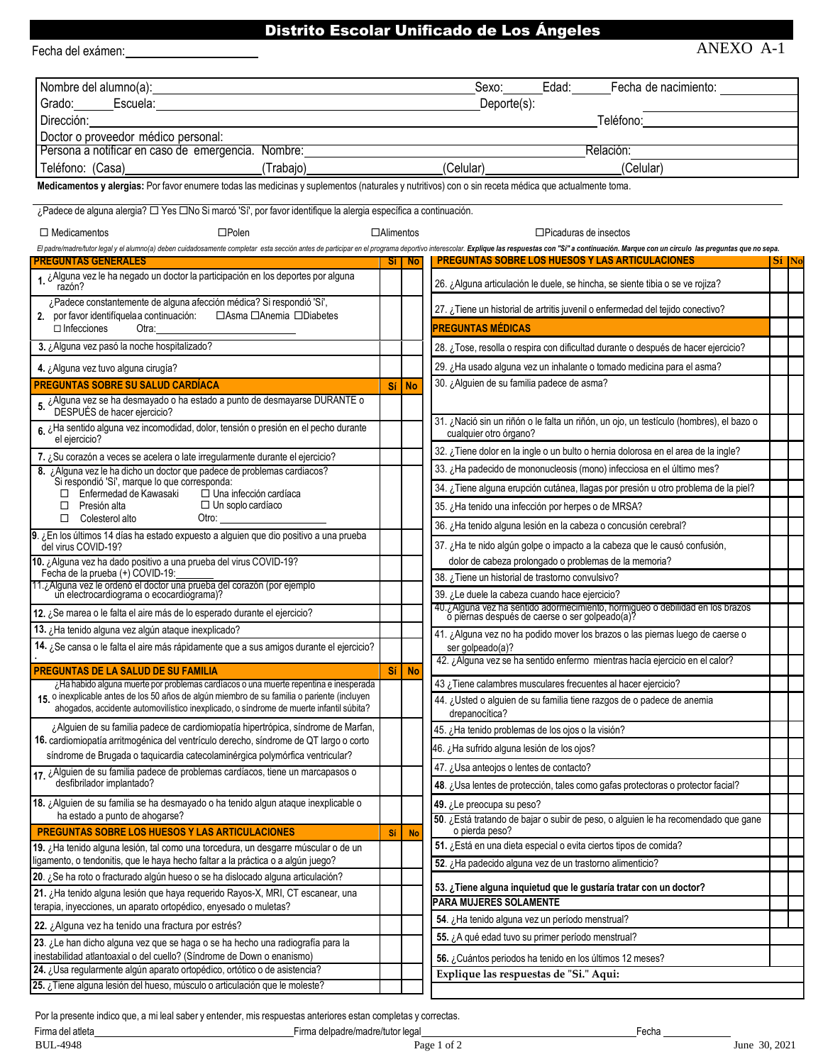# Distrito Escolar Unificado de Los Ángeles

Fecha del exámen:_____________________

ANEXO A-1

| Nombre del alumno(a): | Sexo: | Edad: | Fecha de nacimiento: |
|---|---|---|---|
| Grado: Escuela: | Deporte(s): | | |
| Dirección: | | Teléfono: | |
| Doctor o proveedor médico personal: | | | |
| Persona a notificar en caso de emergencia. Nombre: | | Relación: | |
| Teléfono: (Casa) (Trabajo) | (Celular) | (Celular) | |

**Medicamentos y alergias:** Por favor enumere todas las medicinas y suplementos (naturales y nutritivos) con o sin receta médica que actualmente toma.

¿Padece de alguna alergia? ☐ Yes ☐No Si marcó 'Sí', por favor identifique la alergia específica a continuación.

☐ Medicamentos ☐Polen ☐Alimentos ☐Picaduras de insectos

*El padre/madre/tutor legal y el alumno(a) deben cuidadosamente completar esta sección antes de participar en el programa deportivo interescolar.* ***Explique las respuestas con "Sí" a continuación. Marque con un circulo las preguntas que no sepa.***

| PREGUNTAS GENERALES | Sí | No |
|---|---|---|
| 1. ¿Alguna vez le ha negado un doctor la participación en los deportes por alguna razón? | | |
| 2. ¿Padece constantemente de alguna afección médica? Si respondió 'Sí', por favor identifíquela a continuación: ☐Asma ☐Anemia ☐Diabetes ☐ Infecciones Otra:_______ | | |
| 3. ¿Alguna vez pasó la noche hospitalizado? | | |
| 4. ¿Alguna vez tuvo alguna cirugía? | | |
| **PREGUNTAS SOBRE SU SALUD CARDÍACA** | **Sí** | **No** |
| 5. ¿Alguna vez se ha desmayado o ha estado a punto de desmayarse DURANTE o DESPUÉS de hacer ejercicio? | | |
| 6. ¿Ha sentido alguna vez incomodidad, dolor, tensión o presión en el pecho durante el ejercicio? | | |
| 7. ¿Su corazón a veces se acelera o late irregularmente durante el ejercicio? | | |
| 8. ¿Alguna vez le ha dicho un doctor que padece de problemas cardiacos? Si respondió 'Sí', marque lo que corresponda: ☐ Enfermedad de Kawasaki ☐ Una infección cardíaca ☐ Presión alta ☐ Un soplo cardíaco ☐ Colesterol alto Otro:_______ | | |
| 9. ¿En los últimos 14 días ha estado expuesto a alguien que dio positivo a una prueba del virus COVID-19? | | |
| 10. ¿Alguna vez ha dado positivo a una prueba del virus COVID-19? Fecha de la prueba (+) COVID-19:_______ | | |
| 11. ¿Alguna vez le ordenó el doctor una prueba del corazón (por ejemplo un electrocardiograma o ecocardiograma)? | | |
| 12. ¿Se marea o le falta el aire más de lo esperado durante el ejercicio? | | |
| 13. ¿Ha tenido alguna vez algún ataque inexplicado? | | |
| 14. ¿Se cansa o le falta el aire más rápidamente que a sus amigos durante el ejercicio? | | |
| **PREGUNTAS DE LA SALUD DE SU FAMILIA** | **Sí** | **No** |
| 15. ¿Ha habido alguna muerte por problemas cardíacos o una muerte repentina e inesperada o inexplicable antes de los 50 años de algún miembro de su familia o pariente (incluyen ahogados, accidente automovilístico inexplicado, o síndrome de muerte infantil súbita? | | |
| 16. ¿Alguien de su familia padece de cardiomiopatía hipertrópica, síndrome de Marfan, cardiomiopatía arritmogénica del ventrículo derecho, síndrome de QT largo o corto síndrome de Brugada o taquicardia catecolaminérgica polymórfica ventricular? | | |
| 17. ¿Alguien de su familia padece de problemas cardíacos, tiene un marcapasos o desfibrilador implantado? | | |
| 18. ¿Alguien de su familia se ha desmayado o ha tenido algun ataque inexplicable o ha estado a punto de ahogarse? | | |
| **PREGUNTAS SOBRE LOS HUESOS Y LAS ARTICULACIONES** | **Sí** | **No** |
| 19. ¿Ha tenido alguna lesión, tal como una torcedura, un desgarre múscular o de un ligamento, o tendonitis, que le haya hecho faltar a la práctica o a algún juego? | | |
| 20. ¿Se ha roto o fracturado algún hueso o se ha dislocado alguna articulación? | | |
| 21. ¿Ha tenido alguna lesión que haya requerido Rayos-X, MRI, CT escanear, una terapia, inyecciones, un aparato ortopédico, enyesado o muletas? | | |
| 22. ¿Alguna vez ha tenido una fractura por estrés? | | |
| 23. ¿Le han dicho alguna vez que se haga o se ha hecho una radiografía para la inestabilidad atlantoaxial o del cuello? (Síndrome de Down o enanismo) | | |
| 24. ¿Usa regularmente algún aparato ortopédico, ortótico o de asistencia? | | |
| 25. ¿Tiene alguna lesión del hueso, músculo o articulación que le moleste? | | |

| PREGUNTAS SOBRE LOS HUESOS Y LAS ARTICULACIONES | Sí | No |
|---|---|---|
| 26. ¿Alguna articulación le duele, se hincha, se siente tibia o se ve rojiza? | | |
| 27. ¿Tiene un historial de artritis juvenil o enfermedad del tejido conectivo? | | |
| **PREGUNTAS MÉDICAS** | | |
| 28. ¿Tose, resolla o respira con dificultad durante o después de hacer ejercicio? | | |
| 29. ¿Ha usado alguna vez un inhalante o tomado medicina para el asma? | | |
| 30. ¿Alguien de su familia padece de asma? | | |
| 31. ¿Nació sin un riñón o le falta un riñón, un ojo, un testículo (hombres), el bazo o cualquier otro órgano? | | |
| 32. ¿Tiene dolor en la ingle o un bulto o hernia dolorosa en el area de la ingle? | | |
| 33. ¿Ha padecido de mononucleosis (mono) infecciosa en el último mes? | | |
| 34. ¿Tiene alguna erupción cutánea, llagas por presión u otro problema de la piel? | | |
| 35. ¿Ha tenido una infección por herpes o de MRSA? | | |
| 36. ¿Ha tenido alguna lesión en la cabeza o concusión cerebral? | | |
| 37. ¿Ha te nido algún golpe o impacto a la cabeza que le causó confusión, dolor de cabeza prolongado o problemas de la memoria? | | |
| 38. ¿Tiene un historial de trastorno convulsivo? | | |
| 39. ¿Le duele la cabeza cuando hace ejercicio? | | |
| 40. ¿Alguna vez ha sentido adormecimiento, hormigueo o debilidad en los brazos o piernas después de caerse o ser golpeado(a)? | | |
| 41. ¿Alguna vez no ha podido mover los brazos o las piernas luego de caerse o ser golpeado(a)? | | |
| 42. ¿Alguna vez se ha sentido enfermo mientras hacía ejercicio en el calor? | | |
| 43 ¿Tiene calambres musculares frecuentes al hacer ejercicio? | | |
| 44. ¿Usted o alguien de su familia tiene razgos de o padece de anemia drepanocítica? | | |
| 45. ¿Ha tenido problemas de los ojos o la visión? | | |
| 46. ¿Ha sufrido alguna lesión de los ojos? | | |
| 47. ¿Usa anteojos o lentes de contacto? | | |
| 48. ¿Usa lentes de protección, tales como gafas protectoras o protector facial? | | |
| 49. ¿Le preocupa su peso? | | |
| 50. ¿Está tratando de bajar o subir de peso, o alguien le ha recomendado que gane o pierda peso? | | |
| 51. ¿Está en una dieta especial o evita ciertos tipos de comida? | | |
| 52. ¿Ha padecido alguna vez de un trastorno alimenticio? | | |
| **53. ¿Tiene alguna inquietud que le gustaría tratar con un doctor?** | | |
| **PARA MUJERES SOLAMENTE** | | |
| 54. ¿Ha tenido alguna vez un período menstrual? | | |
| 55. ¿A qué edad tuvo su primer período menstrual? | | |
| 56. ¿Cuántos periodos ha tenido en los últimos 12 meses? | | |
| **Explique las respuestas de "Sí." Aqui:** | | |

Por la presente indico que, a mi leal saber y entender, mis respuestas anteriores estan completas y correctas.

Firma del atleta_______________ Firma delpadre/madre/tutor legal_______________ Fecha _________

BUL-4948 June 30, 2021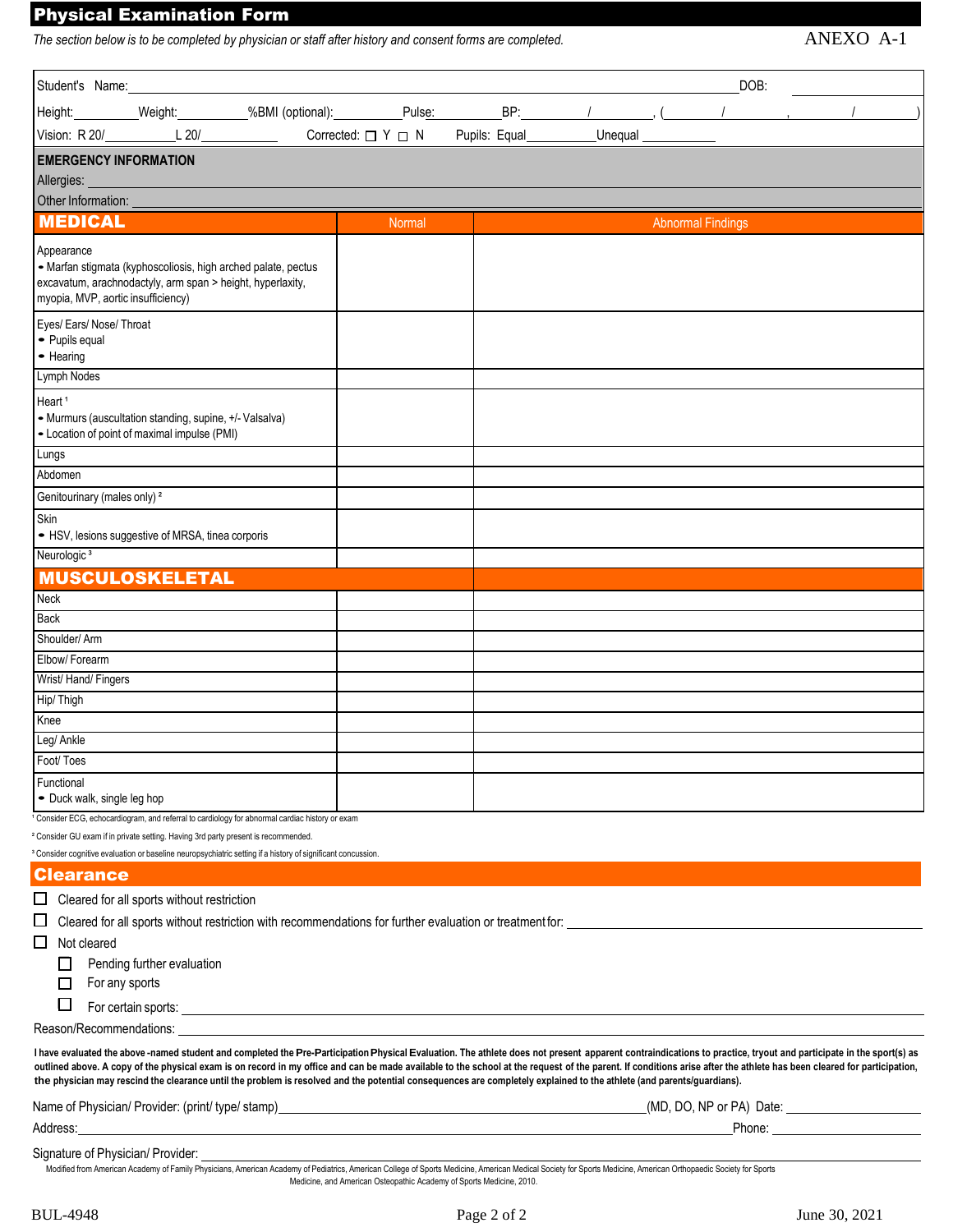# Physical Examination Form

*The section below is to be completed by physician or staff after history and consent forms are completed.*

ANEXO A-1

Student's Name: ______________________________ DOB: __________

Height: ________ Weight: ________ %BMI (optional): ________ Pulse: ________ BP: ____/____, (____/____, ____/____)

Vision: R 20/________ L 20/________ Corrected: ☐ Y ☐ N Pupils: Equal ________ Unequal ________

**EMERGENCY INFORMATION**

Allergies: ______________________________

Other Information: ______________________________

| MEDICAL | Normal | Abnormal Findings |
|---|---|---|
| Appearance<br>• Marfan stigmata (kyphoscoliosis, high arched palate, pectus excavatum, arachnodactyly, arm span > height, hyperlaxity, myopia, MVP, aortic insufficiency) | | |
| Eyes/ Ears/ Nose/ Throat<br>• Pupils equal<br>• Hearing | | |
| Lymph Nodes | | |
| Heart [1]<br>• Murmurs (auscultation standing, supine, +/- Valsalva)<br>• Location of point of maximal impulse (PMI) | | |
| Lungs | | |
| Abdomen | | |
| Genitourinary (males only) [2] | | |
| Skin<br>• HSV, lesions suggestive of MRSA, tinea corporis | | |
| Neurologic [3] | | |
| **MUSCULOSKELETAL** | | |
| Neck | | |
| Back | | |
| Shoulder/ Arm | | |
| Elbow/ Forearm | | |
| Wrist/ Hand/ Fingers | | |
| Hip/ Thigh | | |
| Knee | | |
| Leg/ Ankle | | |
| Foot/ Toes | | |
| Functional<br>• Duck walk, single leg hop | | |

[1] Consider ECG, echocardiogram, and referral to cardiology for abnormal cardiac history or exam

[2] Consider GU exam if in private setting. Having 3rd party present is recommended.

[3] Consider cognitive evaluation or baseline neuropsychiatric setting if a history of significant concussion.

## Clearance

☐ Cleared for all sports without restriction

☐ Cleared for all sports without restriction with recommendations for further evaluation or treatment for: ______________________________

☐ Not cleared

- ☐ Pending further evaluation
- ☐ For any sports
- ☐ For certain sports: ______________________________

Reason/Recommendations: ______________________________

**I have evaluated the above -named student and completed the Pre-Participation Physical Evaluation. The athlete does not present apparent contraindications to practice, tryout and participate in the sport(s) as outlined above. A copy of the physical exam is on record in my office and can be made available to the school at the request of the parent. If conditions arise after the athlete has been cleared for participation, the physician may rescind the clearance until the problem is resolved and the potential consequences are completely explained to the athlete (and parents/guardians).**

Name of Physician/ Provider: (print/ type/ stamp) ______________________________ (MD, DO, NP or PA) Date: __________

Address: ______________________________ Phone: __________

Signature of Physician/ Provider: ______________________________

Modified from American Academy of Family Physicians, American Academy of Pediatrics, American College of Sports Medicine, American Medical Society for Sports Medicine, American Orthopaedic Society for Sports Medicine, and American Osteopathic Academy of Sports Medicine, 2010.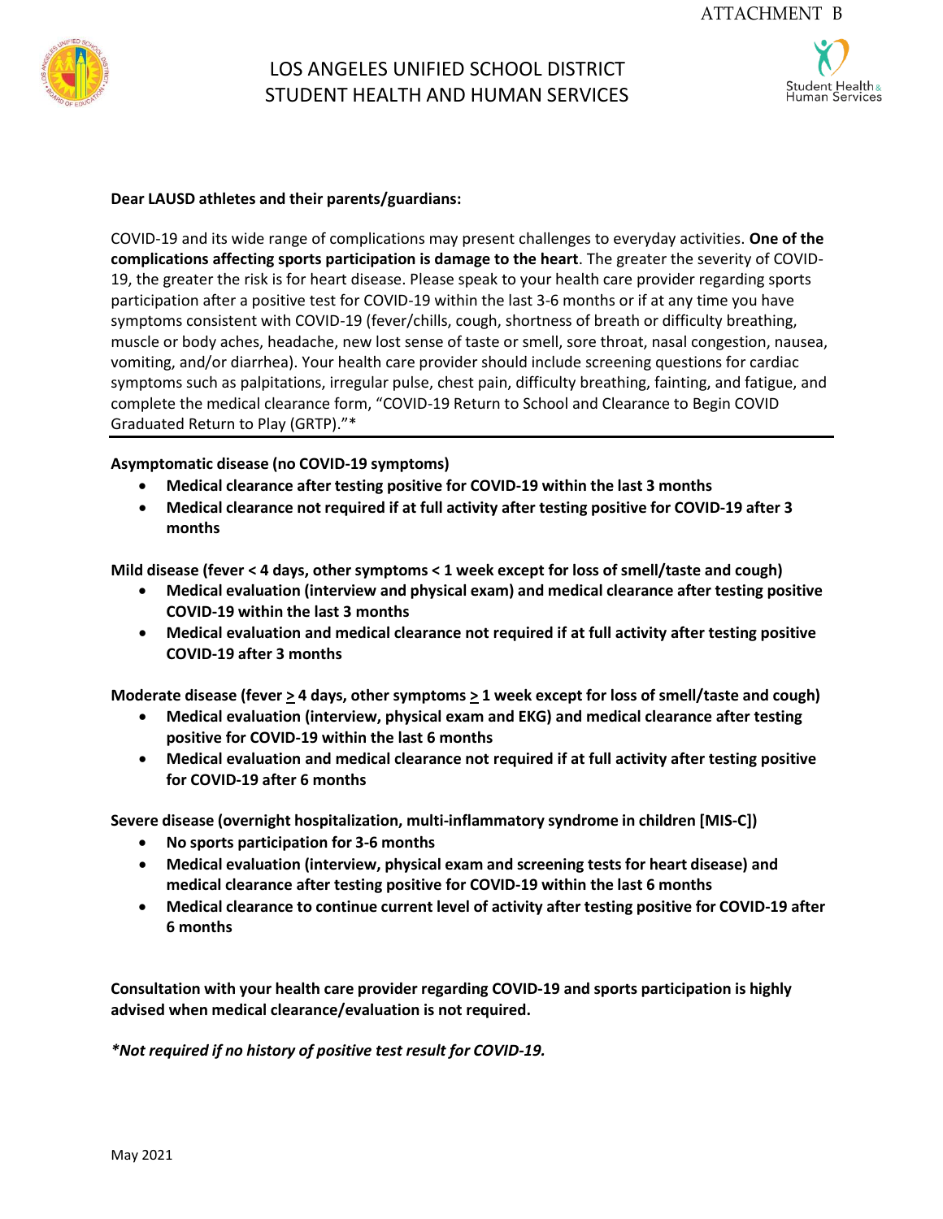ATTACHMENT B

# LOS ANGELES UNIFIED SCHOOL DISTRICT
## STUDENT HEALTH AND HUMAN SERVICES

**Dear LAUSD athletes and their parents/guardians:**

COVID-19 and its wide range of complications may present challenges to everyday activities. **One of the complications affecting sports participation is damage to the heart**. The greater the severity of COVID-19, the greater the risk is for heart disease. Please speak to your health care provider regarding sports participation after a positive test for COVID-19 within the last 3-6 months or if at any time you have symptoms consistent with COVID-19 (fever/chills, cough, shortness of breath or difficulty breathing, muscle or body aches, headache, new lost sense of taste or smell, sore throat, nasal congestion, nausea, vomiting, and/or diarrhea). Your health care provider should include screening questions for cardiac symptoms such as palpitations, irregular pulse, chest pain, difficulty breathing, fainting, and fatigue, and complete the medical clearance form, "COVID-19 Return to School and Clearance to Begin COVID Graduated Return to Play (GRTP)."*

---

**Asymptomatic disease (no COVID-19 symptoms)**

- **Medical clearance after testing positive for COVID-19 within the last 3 months**
- **Medical clearance not required if at full activity after testing positive for COVID-19 after 3 months**

**Mild disease (fever < 4 days, other symptoms < 1 week except for loss of smell/taste and cough)**

- **Medical evaluation (interview and physical exam) and medical clearance after testing positive COVID-19 within the last 3 months**
- **Medical evaluation and medical clearance not required if at full activity after testing positive COVID-19 after 3 months**

**Moderate disease (fever ≥ 4 days, other symptoms ≥ 1 week except for loss of smell/taste and cough)**

- **Medical evaluation (interview, physical exam and EKG) and medical clearance after testing positive for COVID-19 within the last 6 months**
- **Medical evaluation and medical clearance not required if at full activity after testing positive for COVID-19 after 6 months**

**Severe disease (overnight hospitalization, multi-inflammatory syndrome in children [MIS-C])**

- **No sports participation for 3-6 months**
- **Medical evaluation (interview, physical exam and screening tests for heart disease) and medical clearance after testing positive for COVID-19 within the last 6 months**
- **Medical clearance to continue current level of activity after testing positive for COVID-19 after 6 months**

**Consultation with your health care provider regarding COVID-19 and sports participation is highly advised when medical clearance/evaluation is not required.**

***Not required if no history of positive test result for COVID-19.***

May 2021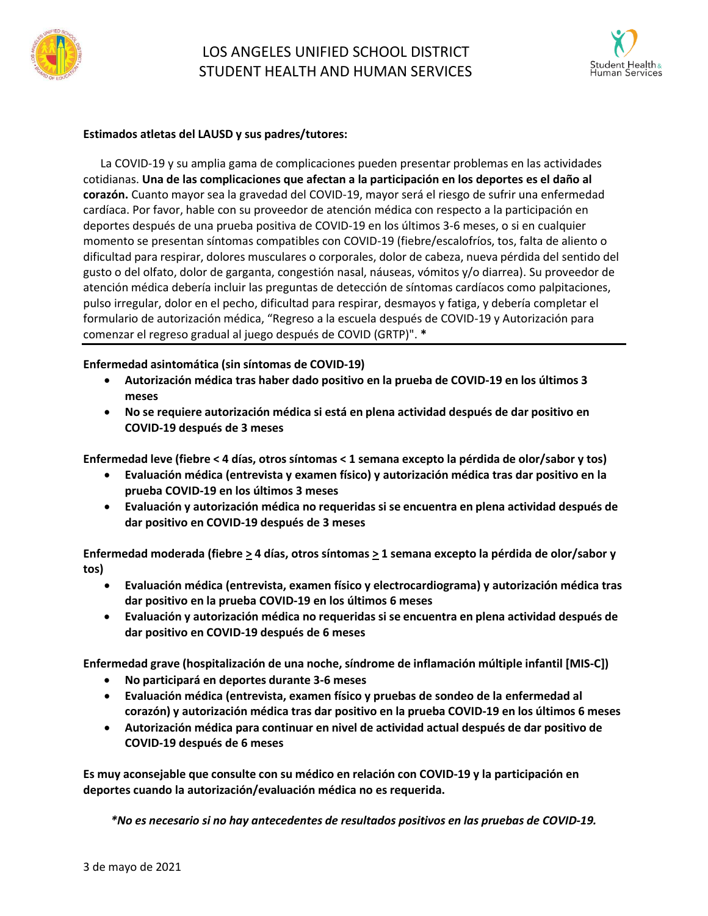LOS ANGELES UNIFIED SCHOOL DISTRICT
STUDENT HEALTH AND HUMAN SERVICES

**Estimados atletas del LAUSD y sus padres/tutores:**

La COVID-19 y su amplia gama de complicaciones pueden presentar problemas en las actividades cotidianas. **Una de las complicaciones que afectan a la participación en los deportes es el daño al corazón.** Cuanto mayor sea la gravedad del COVID-19, mayor será el riesgo de sufrir una enfermedad cardíaca. Por favor, hable con su proveedor de atención médica con respecto a la participación en deportes después de una prueba positiva de COVID-19 en los últimos 3-6 meses, o si en cualquier momento se presentan síntomas compatibles con COVID-19 (fiebre/escalofríos, tos, falta de aliento o dificultad para respirar, dolores musculares o corporales, dolor de cabeza, nueva pérdida del sentido del gusto o del olfato, dolor de garganta, congestión nasal, náuseas, vómitos y/o diarrea). Su proveedor de atención médica debería incluir las preguntas de detección de síntomas cardíacos como palpitaciones, pulso irregular, dolor en el pecho, dificultad para respirar, desmayos y fatiga, y debería completar el formulario de autorización médica, "Regreso a la escuela después de COVID-19 y Autorización para comenzar el regreso gradual al juego después de COVID (GRTP)". *****

---

**Enfermedad asintomática (sin síntomas de COVID-19)**

- **Autorización médica tras haber dado positivo en la prueba de COVID-19 en los últimos 3 meses**
- **No se requiere autorización médica si está en plena actividad después de dar positivo en COVID-19 después de 3 meses**

**Enfermedad leve (fiebre < 4 días, otros síntomas < 1 semana excepto la pérdida de olor/sabor y tos)**

- **Evaluación médica (entrevista y examen físico) y autorización médica tras dar positivo en la prueba COVID-19 en los últimos 3 meses**
- **Evaluación y autorización médica no requeridas si se encuentra en plena actividad después de dar positivo en COVID-19 después de 3 meses**

**Enfermedad moderada (fiebre ≥ 4 días, otros síntomas ≥ 1 semana excepto la pérdida de olor/sabor y tos)**

- **Evaluación médica (entrevista, examen físico y electrocardiograma) y autorización médica tras dar positivo en la prueba COVID-19 en los últimos 6 meses**
- **Evaluación y autorización médica no requeridas si se encuentra en plena actividad después de dar positivo en COVID-19 después de 6 meses**

**Enfermedad grave (hospitalización de una noche, síndrome de inflamación múltiple infantil [MIS-C])**

- **No participará en deportes durante 3-6 meses**
- **Evaluación médica (entrevista, examen físico y pruebas de sondeo de la enfermedad al corazón) y autorización médica tras dar positivo en la prueba COVID-19 en los últimos 6 meses**
- **Autorización médica para continuar en nivel de actividad actual después de dar positivo de COVID-19 después de 6 meses**

**Es muy aconsejable que consulte con su médico en relación con COVID-19 y la participación en deportes cuando la autorización/evaluación médica no es requerida.**

***No es necesario si no hay antecedentes de resultados positivos en las pruebas de COVID-19.***

3 de mayo de 2021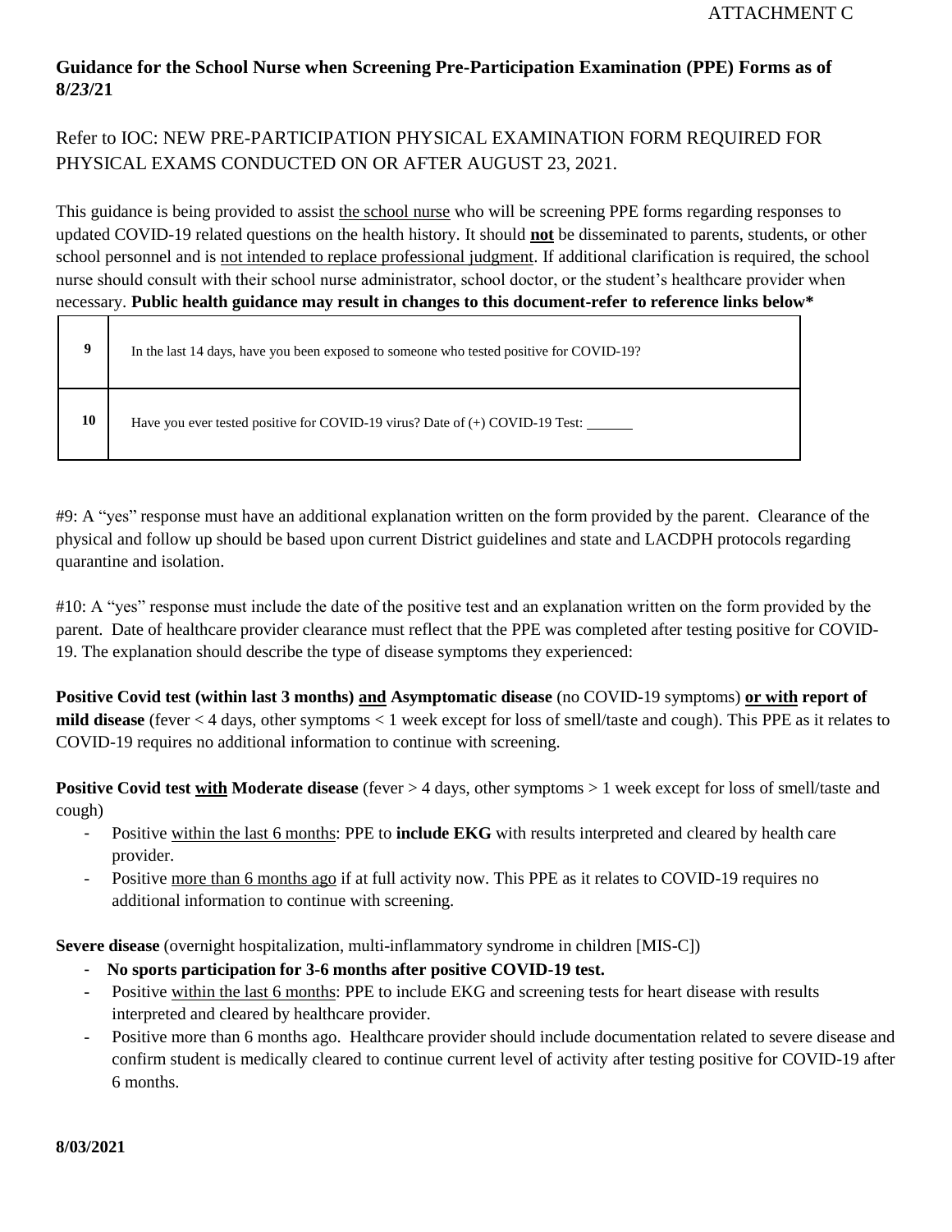ATTACHMENT C

**Guidance for the School Nurse when Screening Pre-Participation Examination (PPE) Forms as of 8/23/21**

Refer to IOC: NEW PRE-PARTICIPATION PHYSICAL EXAMINATION FORM REQUIRED FOR PHYSICAL EXAMS CONDUCTED ON OR AFTER AUGUST 23, 2021.

This guidance is being provided to assist the school nurse who will be screening PPE forms regarding responses to updated COVID-19 related questions on the health history. It should **not** be disseminated to parents, students, or other school personnel and is not intended to replace professional judgment. If additional clarification is required, the school nurse should consult with their school nurse administrator, school doctor, or the student's healthcare provider when necessary. **Public health guidance may result in changes to this document-refer to reference links below***

| | |
|---|---|
| **9** | In the last 14 days, have you been exposed to someone who tested positive for COVID-19? |
| **10** | Have you ever tested positive for COVID-19 virus? Date of (+) COVID-19 Test: ______ |

#9: A "yes" response must have an additional explanation written on the form provided by the parent. Clearance of the physical and follow up should be based upon current District guidelines and state and LACDPH protocols regarding quarantine and isolation.

#10: A "yes" response must include the date of the positive test and an explanation written on the form provided by the parent. Date of healthcare provider clearance must reflect that the PPE was completed after testing positive for COVID-19. The explanation should describe the type of disease symptoms they experienced:

**Positive Covid test (within last 3 months) and Asymptomatic disease** (no COVID-19 symptoms) **or with report of mild disease** (fever < 4 days, other symptoms < 1 week except for loss of smell/taste and cough). This PPE as it relates to COVID-19 requires no additional information to continue with screening.

**Positive Covid test with Moderate disease** (fever > 4 days, other symptoms > 1 week except for loss of smell/taste and cough)

- Positive within the last 6 months: PPE to **include EKG** with results interpreted and cleared by health care provider.
- Positive more than 6 months ago if at full activity now. This PPE as it relates to COVID-19 requires no additional information to continue with screening.

**Severe disease** (overnight hospitalization, multi-inflammatory syndrome in children [MIS-C])

- **No sports participation for 3-6 months after positive COVID-19 test.**
- Positive within the last 6 months: PPE to include EKG and screening tests for heart disease with results interpreted and cleared by healthcare provider.
- Positive more than 6 months ago. Healthcare provider should include documentation related to severe disease and confirm student is medically cleared to continue current level of activity after testing positive for COVID-19 after 6 months.

**8/03/2021**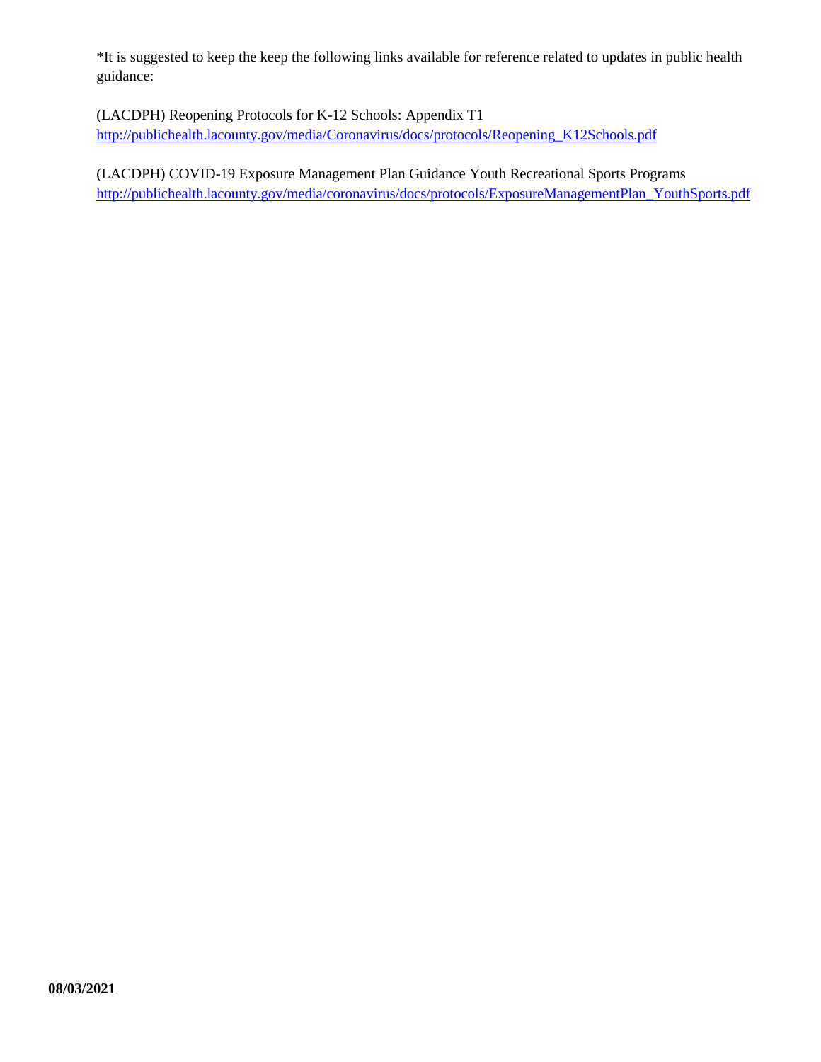*It is suggested to keep the keep the following links available for reference related to updates in public health guidance:

(LACDPH) Reopening Protocols for K-12 Schools: Appendix T1
http://publichealth.lacounty.gov/media/Coronavirus/docs/protocols/Reopening_K12Schools.pdf

(LACDPH) COVID-19 Exposure Management Plan Guidance Youth Recreational Sports Programs
http://publichealth.lacounty.gov/media/coronavirus/docs/protocols/ExposureManagementPlan_YouthSports.pdf

**08/03/2021**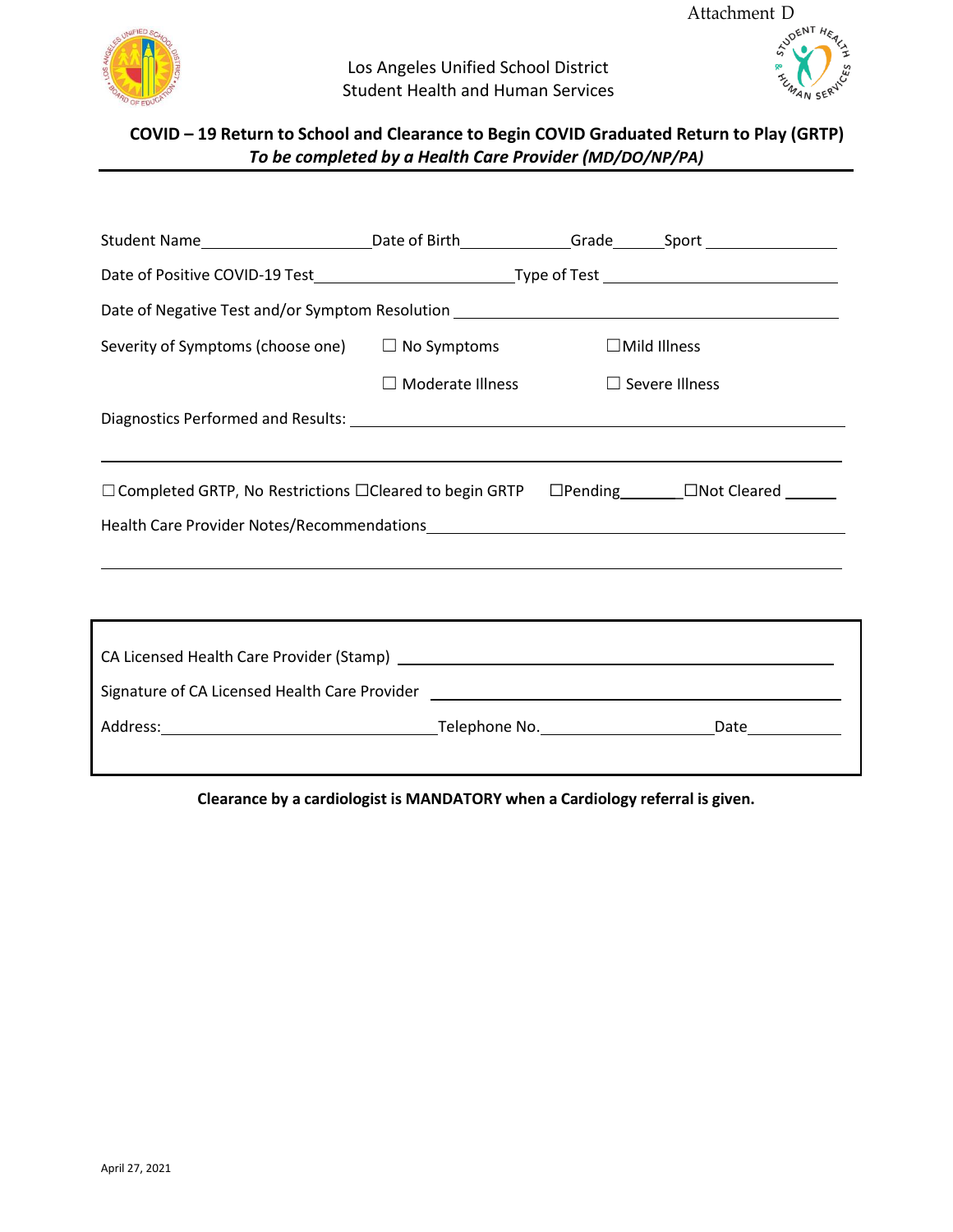Attachment D

Los Angeles Unified School District
Student Health and Human Services

## COVID – 19 Return to School and Clearance to Begin COVID Graduated Return to Play (GRTP)

***To be completed by a Health Care Provider (MD/DO/NP/PA)***

Student Name____________________ Date of Birth_____________ Grade______ Sport _______________

Date of Positive COVID-19 Test________________________ Type of Test ____________________________

Date of Negative Test and/or Symptom Resolution ______________________________________________

Severity of Symptoms (choose one) ☐ No Symptoms ☐Mild Illness

☐ Moderate Illness ☐ Severe Illness

Diagnostics Performed and Results: _______________________________________________________

__________________________________________________________________________________

☐ Completed GRTP, No Restrictions ☐Cleared to begin GRTP ☐Pending_______☐Not Cleared ______

Health Care Provider Notes/Recommendations______________________________________________

__________________________________________________________________________________

CA Licensed Health Care Provider (Stamp) _________________________________________________

Signature of CA Licensed Health Care Provider ______________________________________________

Address:________________________________ Telephone No.____________________ Date___________

**Clearance by a cardiologist is MANDATORY when a Cardiology referral is given.**

April 27, 2021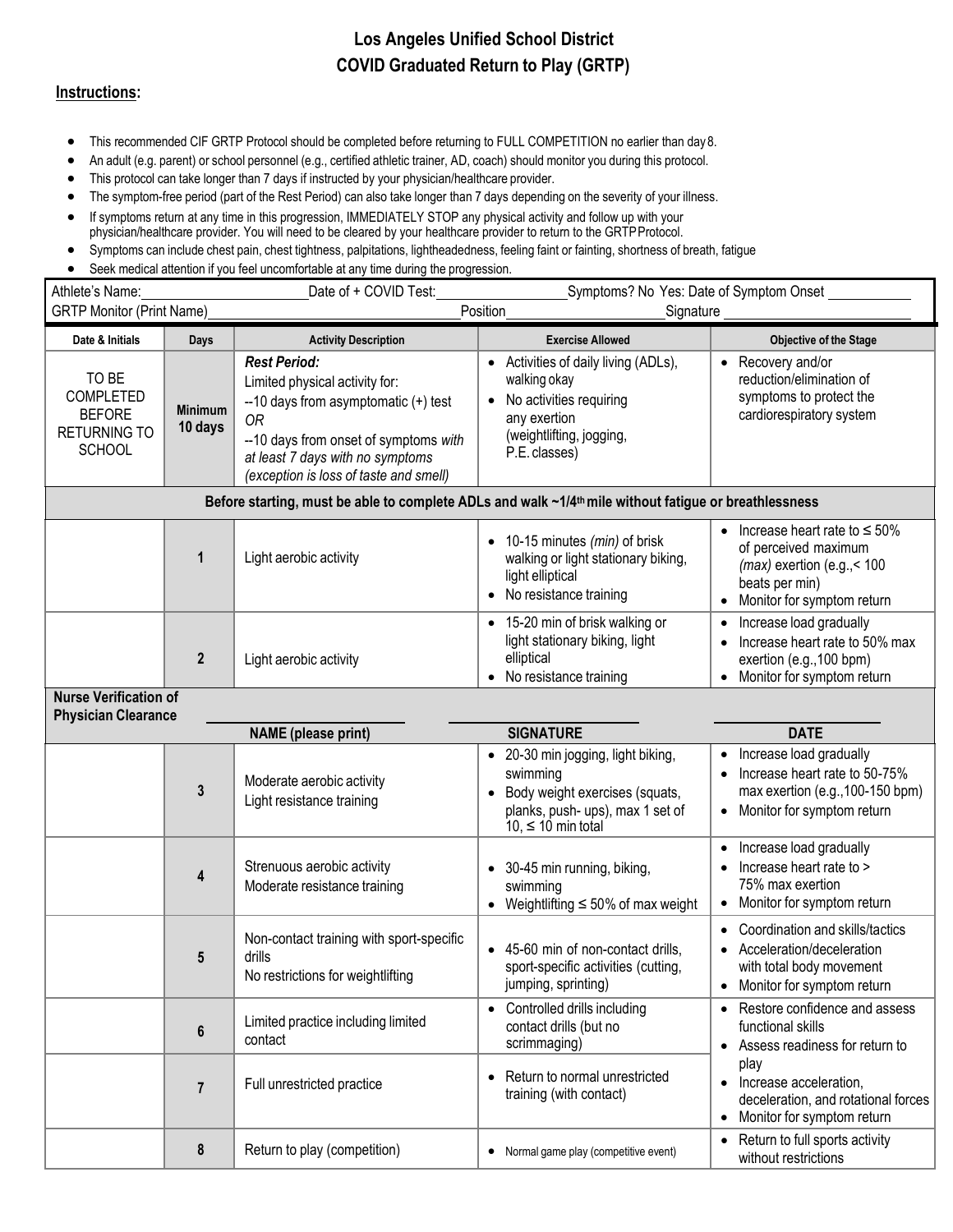# Los Angeles Unified School District
# COVID Graduated Return to Play (GRTP)

## Instructions:

- This recommended CIF GRTP Protocol should be completed before returning to FULL COMPETITION no earlier than day 8.
- An adult (e.g. parent) or school personnel (e.g., certified athletic trainer, AD, coach) should monitor you during this protocol.
- This protocol can take longer than 7 days if instructed by your physician/healthcare provider.
- The symptom-free period (part of the Rest Period) can also take longer than 7 days depending on the severity of your illness.
- If symptoms return at any time in this progression, IMMEDIATELY STOP any physical activity and follow up with your physician/healthcare provider. You will need to be cleared by your healthcare provider to return to the GRTP Protocol.
- Symptoms can include chest pain, chest tightness, palpitations, lightheadedness, feeling faint or fainting, shortness of breath, fatigue
- Seek medical attention if you feel uncomfortable at any time during the progression.

Athlete's Name:\_\_\_\_\_\_\_\_\_\_\_\_ Date of + COVID Test:\_\_\_\_\_\_\_\_\_\_\_\_ Symptoms? No Yes: Date of Symptom Onset \_\_\_\_\_\_\_\_\_\_\_\_

GRTP Monitor (Print Name)\_\_\_\_\_\_\_\_\_\_\_\_ Position\_\_\_\_\_\_\_\_\_\_\_\_ Signature \_\_\_\_\_\_\_\_\_\_\_\_

| Date & Initials | Days | Activity Description | Exercise Allowed | Objective of the Stage |
|---|---|---|---|---|
| TO BE COMPLETED BEFORE RETURNING TO SCHOOL | **Minimum 10 days** | ***Rest Period:***<br>Limited physical activity for:<br>--10 days from asymptomatic (+) test<br>*OR*<br>--10 days from onset of symptoms *with at least 7 days with no symptoms (exception is loss of taste and smell)* | • Activities of daily living (ADLs), walking okay<br>• No activities requiring any exertion (weightlifting, jogging, P.E. classes) | • Recovery and/or reduction/elimination of symptoms to protect the cardiorespiratory system |
| **Before starting, must be able to complete ADLs and walk ~1/4th mile without fatigue or breathlessness** | | | | |
| | **1** | Light aerobic activity | • 10-15 minutes *(min)* of brisk walking or light stationary biking, light elliptical<br>• No resistance training | • Increase heart rate to ≤ 50% of perceived maximum *(max)* exertion (e.g.,< 100 beats per min)<br>• Monitor for symptom return |
| | **2** | Light aerobic activity | • 15-20 min of brisk walking or light stationary biking, light elliptical<br>• No resistance training | • Increase load gradually<br>• Increase heart rate to 50% max exertion (e.g.,100 bpm)<br>• Monitor for symptom return |
| **Nurse Verification of Physician Clearance** | | **NAME (please print)** | **SIGNATURE** | **DATE** |
| | **3** | Moderate aerobic activity<br>Light resistance training | • 20-30 min jogging, light biking, swimming<br>• Body weight exercises (squats, planks, push- ups), max 1 set of 10, ≤ 10 min total | • Increase load gradually<br>• Increase heart rate to 50-75% max exertion (e.g.,100-150 bpm)<br>• Monitor for symptom return |
| | **4** | Strenuous aerobic activity<br>Moderate resistance training | • 30-45 min running, biking, swimming<br>• Weightlifting ≤ 50% of max weight | • Increase load gradually<br>• Increase heart rate to > 75% max exertion<br>• Monitor for symptom return |
| | **5** | Non-contact training with sport-specific drills<br>No restrictions for weightlifting | • 45-60 min of non-contact drills, sport-specific activities (cutting, jumping, sprinting) | • Coordination and skills/tactics<br>• Acceleration/deceleration with total body movement<br>• Monitor for symptom return |
| | **6** | Limited practice including limited contact | • Controlled drills including contact drills (but no scrimmaging) | • Restore confidence and assess functional skills<br>• Assess readiness for return to play<br>• Increase acceleration, deceleration, and rotational forces<br>• Monitor for symptom return |
| | **7** | Full unrestricted practice | • Return to normal unrestricted training (with contact) | |
| | **8** | Return to play (competition) | • Normal game play (competitive event) | • Return to full sports activity without restrictions |